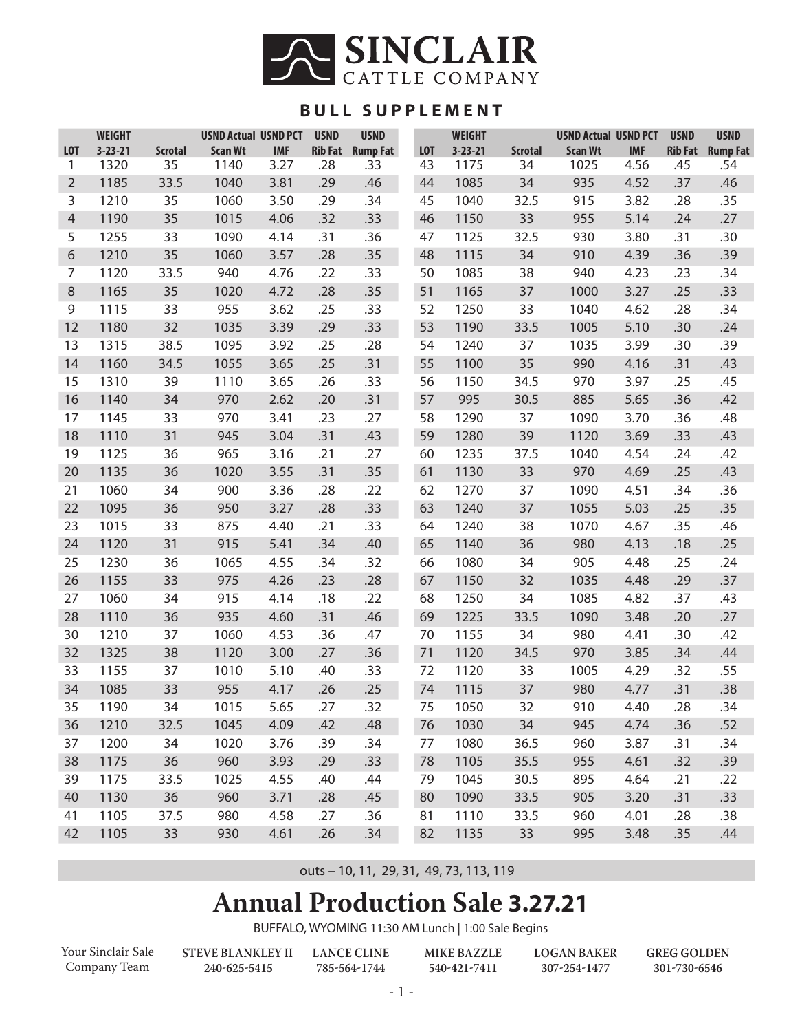# SINCLAIR CATTLE COMPANY

## BULL SUPPLEMENT

| LOT | WEIGHT 3-23-21 | Scrotal | USND Actual Scan Wt | USND PCT IMF | USND Rib Fat | USND Rump Fat |
|---|---|---|---|---|---|---|
| 1 | 1320 | 35 | 1140 | 3.27 | .28 | .33 |
| 2 | 1185 | 33.5 | 1040 | 3.81 | .29 | .46 |
| 3 | 1210 | 35 | 1060 | 3.50 | .29 | .34 |
| 4 | 1190 | 35 | 1015 | 4.06 | .32 | .33 |
| 5 | 1255 | 33 | 1090 | 4.14 | .31 | .36 |
| 6 | 1210 | 35 | 1060 | 3.57 | .28 | .35 |
| 7 | 1120 | 33.5 | 940 | 4.76 | .22 | .33 |
| 8 | 1165 | 35 | 1020 | 4.72 | .28 | .35 |
| 9 | 1115 | 33 | 955 | 3.62 | .25 | .33 |
| 12 | 1180 | 32 | 1035 | 3.39 | .29 | .33 |
| 13 | 1315 | 38.5 | 1095 | 3.92 | .25 | .28 |
| 14 | 1160 | 34.5 | 1055 | 3.65 | .25 | .31 |
| 15 | 1310 | 39 | 1110 | 3.65 | .26 | .33 |
| 16 | 1140 | 34 | 970 | 2.62 | .20 | .31 |
| 17 | 1145 | 33 | 970 | 3.41 | .23 | .27 |
| 18 | 1110 | 31 | 945 | 3.04 | .31 | .43 |
| 19 | 1125 | 36 | 965 | 3.16 | .21 | .27 |
| 20 | 1135 | 36 | 1020 | 3.55 | .31 | .35 |
| 21 | 1060 | 34 | 900 | 3.36 | .28 | .22 |
| 22 | 1095 | 36 | 950 | 3.27 | .28 | .33 |
| 23 | 1015 | 33 | 875 | 4.40 | .21 | .33 |
| 24 | 1120 | 31 | 915 | 5.41 | .34 | .40 |
| 25 | 1230 | 36 | 1065 | 4.55 | .34 | .32 |
| 26 | 1155 | 33 | 975 | 4.26 | .23 | .28 |
| 27 | 1060 | 34 | 915 | 4.14 | .18 | .22 |
| 28 | 1110 | 36 | 935 | 4.60 | .31 | .46 |
| 30 | 1210 | 37 | 1060 | 4.53 | .36 | .47 |
| 32 | 1325 | 38 | 1120 | 3.00 | .27 | .36 |
| 33 | 1155 | 37 | 1010 | 5.10 | .40 | .33 |
| 34 | 1085 | 33 | 955 | 4.17 | .26 | .25 |
| 35 | 1190 | 34 | 1015 | 5.65 | .27 | .32 |
| 36 | 1210 | 32.5 | 1045 | 4.09 | .42 | .48 |
| 37 | 1200 | 34 | 1020 | 3.76 | .39 | .34 |
| 38 | 1175 | 36 | 960 | 3.93 | .29 | .33 |
| 39 | 1175 | 33.5 | 1025 | 4.55 | .40 | .44 |
| 40 | 1130 | 36 | 960 | 3.71 | .28 | .45 |
| 41 | 1105 | 37.5 | 980 | 4.58 | .27 | .36 |
| 42 | 1105 | 33 | 930 | 4.61 | .26 | .34 |
| 43 | 1175 | 34 | 1025 | 4.56 | .45 | .54 |
| 44 | 1085 | 34 | 935 | 4.52 | .37 | .46 |
| 45 | 1040 | 32.5 | 915 | 3.82 | .28 | .35 |
| 46 | 1150 | 33 | 955 | 5.14 | .24 | .27 |
| 47 | 1125 | 32.5 | 930 | 3.80 | .31 | .30 |
| 48 | 1115 | 34 | 910 | 4.39 | .36 | .39 |
| 50 | 1085 | 38 | 940 | 4.23 | .23 | .34 |
| 51 | 1165 | 37 | 1000 | 3.27 | .25 | .33 |
| 52 | 1250 | 33 | 1040 | 4.62 | .28 | .34 |
| 53 | 1190 | 33.5 | 1005 | 5.10 | .30 | .24 |
| 54 | 1240 | 37 | 1035 | 3.99 | .30 | .39 |
| 55 | 1100 | 35 | 990 | 4.16 | .31 | .43 |
| 56 | 1150 | 34.5 | 970 | 3.97 | .25 | .45 |
| 57 | 995 | 30.5 | 885 | 5.65 | .36 | .42 |
| 58 | 1290 | 37 | 1090 | 3.70 | .36 | .48 |
| 59 | 1280 | 39 | 1120 | 3.69 | .33 | .43 |
| 60 | 1235 | 37.5 | 1040 | 4.54 | .24 | .42 |
| 61 | 1130 | 33 | 970 | 4.69 | .25 | .43 |
| 62 | 1270 | 37 | 1090 | 4.51 | .34 | .36 |
| 63 | 1240 | 37 | 1055 | 5.03 | .25 | .35 |
| 64 | 1240 | 38 | 1070 | 4.67 | .35 | .46 |
| 65 | 1140 | 36 | 980 | 4.13 | .18 | .25 |
| 66 | 1080 | 34 | 905 | 4.48 | .25 | .24 |
| 67 | 1150 | 32 | 1035 | 4.48 | .29 | .37 |
| 68 | 1250 | 34 | 1085 | 4.82 | .37 | .43 |
| 69 | 1225 | 33.5 | 1090 | 3.48 | .20 | .27 |
| 70 | 1155 | 34 | 980 | 4.41 | .30 | .42 |
| 71 | 1120 | 34.5 | 970 | 3.85 | .34 | .44 |
| 72 | 1120 | 33 | 1005 | 4.29 | .32 | .55 |
| 74 | 1115 | 37 | 980 | 4.77 | .31 | .38 |
| 75 | 1050 | 32 | 910 | 4.40 | .28 | .34 |
| 76 | 1030 | 34 | 945 | 4.74 | .36 | .52 |
| 77 | 1080 | 36.5 | 960 | 3.87 | .31 | .34 |
| 78 | 1105 | 35.5 | 955 | 4.61 | .32 | .39 |
| 79 | 1045 | 30.5 | 895 | 4.64 | .21 | .22 |
| 80 | 1090 | 33.5 | 905 | 3.20 | .31 | .33 |
| 81 | 1110 | 33.5 | 960 | 4.01 | .28 | .38 |
| 82 | 1135 | 33 | 995 | 3.48 | .35 | .44 |

outs – 10, 11, 29, 31, 49, 73, 113, 119

# Annual Production Sale 3.27.21

BUFFALO, WYOMING 11:30 AM Lunch | 1:00 Sale Begins

Your Sinclair Sale Company Team

**STEVE BLANKLEY II** 240-625-5415

**LANCE CLINE** 785-564-1744

**MIKE BAZZLE** 540-421-7411

**LOGAN BAKER** 307-254-1477

**GREG GOLDEN** 301-730-6546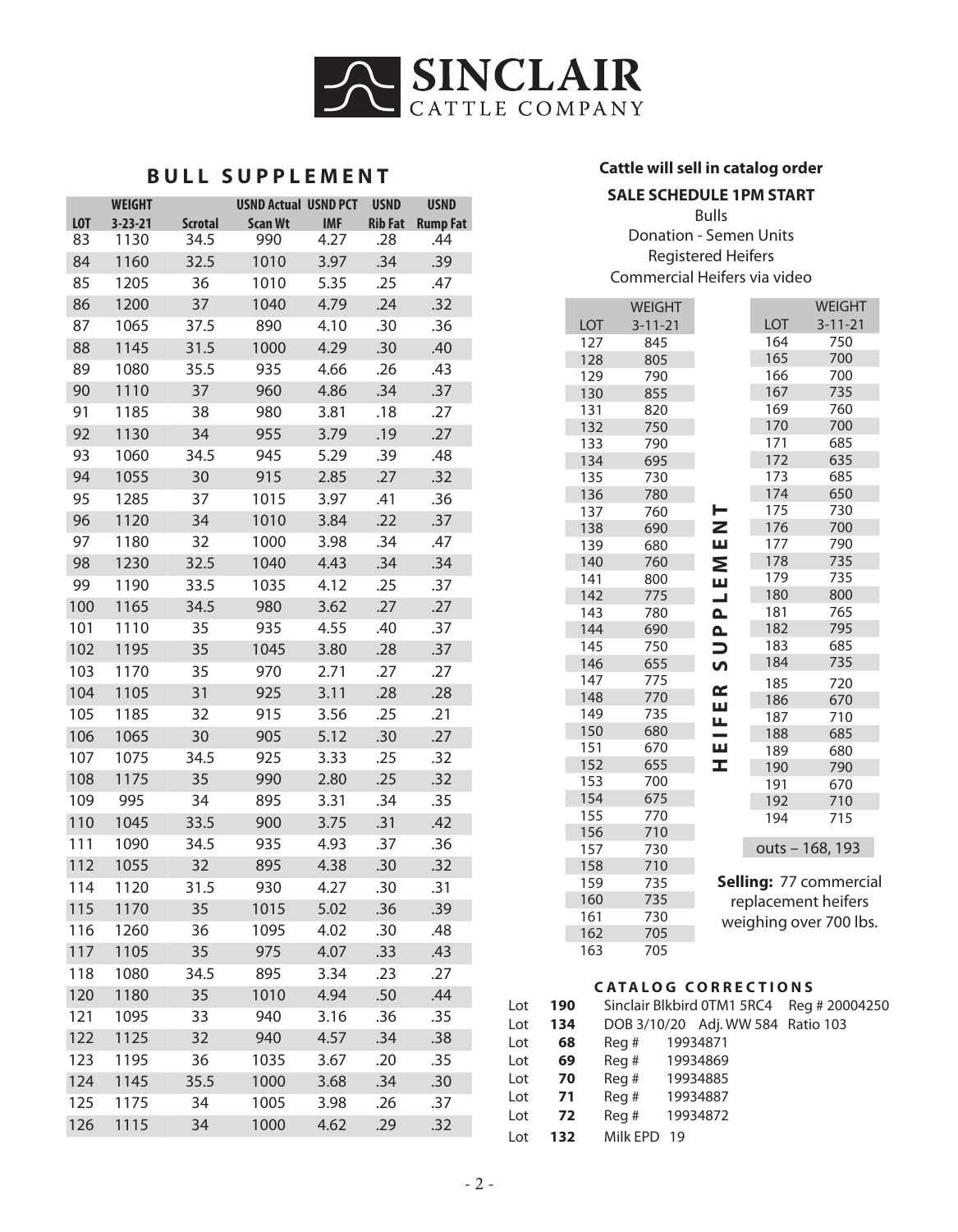# SINCLAIR CATTLE COMPANY

## BULL SUPPLEMENT

| LOT | WEIGHT 3-23-21 | Scrotal | USND Actual Scan Wt | USND PCT IMF | USND Rib Fat | USND Rump Fat |
|---|---|---|---|---|---|---|
| 83 | 1130 | 34.5 | 990 | 4.27 | .28 | .44 |
| 84 | 1160 | 32.5 | 1010 | 3.97 | .34 | .39 |
| 85 | 1205 | 36 | 1010 | 5.35 | .25 | .47 |
| 86 | 1200 | 37 | 1040 | 4.79 | .24 | .32 |
| 87 | 1065 | 37.5 | 890 | 4.10 | .30 | .36 |
| 88 | 1145 | 31.5 | 1000 | 4.29 | .30 | .40 |
| 89 | 1080 | 35.5 | 935 | 4.66 | .26 | .43 |
| 90 | 1110 | 37 | 960 | 4.86 | .34 | .37 |
| 91 | 1185 | 38 | 980 | 3.81 | .18 | .27 |
| 92 | 1130 | 34 | 955 | 3.79 | .19 | .27 |
| 93 | 1060 | 34.5 | 945 | 5.29 | .39 | .48 |
| 94 | 1055 | 30 | 915 | 2.85 | .27 | .32 |
| 95 | 1285 | 37 | 1015 | 3.97 | .41 | .36 |
| 96 | 1120 | 34 | 1010 | 3.84 | .22 | .37 |
| 97 | 1180 | 32 | 1000 | 3.98 | .34 | .47 |
| 98 | 1230 | 32.5 | 1040 | 4.43 | .34 | .34 |
| 99 | 1190 | 33.5 | 1035 | 4.12 | .25 | .37 |
| 100 | 1165 | 34.5 | 980 | 3.62 | .27 | .27 |
| 101 | 1110 | 35 | 935 | 4.55 | .40 | .37 |
| 102 | 1195 | 35 | 1045 | 3.80 | .28 | .37 |
| 103 | 1170 | 35 | 970 | 2.71 | .27 | .27 |
| 104 | 1105 | 31 | 925 | 3.11 | .28 | .28 |
| 105 | 1185 | 32 | 915 | 3.56 | .25 | .21 |
| 106 | 1065 | 30 | 905 | 5.12 | .30 | .27 |
| 107 | 1075 | 34.5 | 925 | 3.33 | .25 | .32 |
| 108 | 1175 | 35 | 990 | 2.80 | .25 | .32 |
| 109 | 995 | 34 | 895 | 3.31 | .34 | .35 |
| 110 | 1045 | 33.5 | 900 | 3.75 | .31 | .42 |
| 111 | 1090 | 34.5 | 935 | 4.93 | .37 | .36 |
| 112 | 1055 | 32 | 895 | 4.38 | .30 | .32 |
| 114 | 1120 | 31.5 | 930 | 4.27 | .30 | .31 |
| 115 | 1170 | 35 | 1015 | 5.02 | .36 | .39 |
| 116 | 1260 | 36 | 1095 | 4.02 | .30 | .48 |
| 117 | 1105 | 35 | 975 | 4.07 | .33 | .43 |
| 118 | 1080 | 34.5 | 895 | 3.34 | .23 | .27 |
| 120 | 1180 | 35 | 1010 | 4.94 | .50 | .44 |
| 121 | 1095 | 33 | 940 | 3.16 | .36 | .35 |
| 122 | 1125 | 32 | 940 | 4.57 | .34 | .38 |
| 123 | 1195 | 36 | 1035 | 3.67 | .20 | .35 |
| 124 | 1145 | 35.5 | 1000 | 3.68 | .34 | .30 |
| 125 | 1175 | 34 | 1005 | 3.98 | .26 | .37 |
| 126 | 1115 | 34 | 1000 | 4.62 | .29 | .32 |

**Cattle will sell in catalog order**

**SALE SCHEDULE 1PM START**

Bulls
Donation - Semen Units
Registered Heifers
Commercial Heifers via video

## HEIFER SUPPLEMENT

| LOT | WEIGHT 3-11-21 |
|---|---|
| 127 | 845 |
| 128 | 805 |
| 129 | 790 |
| 130 | 855 |
| 131 | 820 |
| 132 | 750 |
| 133 | 790 |
| 134 | 695 |
| 135 | 730 |
| 136 | 780 |
| 137 | 760 |
| 138 | 690 |
| 139 | 680 |
| 140 | 760 |
| 141 | 800 |
| 142 | 775 |
| 143 | 780 |
| 144 | 690 |
| 145 | 750 |
| 146 | 655 |
| 147 | 775 |
| 148 | 770 |
| 149 | 735 |
| 150 | 680 |
| 151 | 670 |
| 152 | 655 |
| 153 | 700 |
| 154 | 675 |
| 155 | 770 |
| 156 | 710 |
| 157 | 730 |
| 158 | 710 |
| 159 | 735 |
| 160 | 735 |
| 161 | 730 |
| 162 | 705 |
| 163 | 705 |
| 164 | 750 |
| 165 | 700 |
| 166 | 700 |
| 167 | 735 |
| 169 | 760 |
| 170 | 700 |
| 171 | 685 |
| 172 | 635 |
| 173 | 685 |
| 174 | 650 |
| 175 | 730 |
| 176 | 700 |
| 177 | 790 |
| 178 | 735 |
| 179 | 735 |
| 180 | 800 |
| 181 | 765 |
| 182 | 795 |
| 183 | 685 |
| 184 | 735 |
| 185 | 720 |
| 186 | 670 |
| 187 | 710 |
| 188 | 685 |
| 189 | 680 |
| 190 | 790 |
| 191 | 670 |
| 192 | 710 |
| 194 | 715 |

outs – 168, 193

**Selling:** 77 commercial replacement heifers weighing over 700 lbs.

### CATALOG CORRECTIONS

Lot **190** Sinclair Blkbird 0TM1 5RC4 Reg # 20004250
Lot **134** DOB 3/10/20 Adj. WW 584 Ratio 103
Lot **68** Reg # 19934871
Lot **69** Reg # 19934869
Lot **70** Reg # 19934885
Lot **71** Reg # 19934887
Lot **72** Reg # 19934872
Lot **132** Milk EPD 19